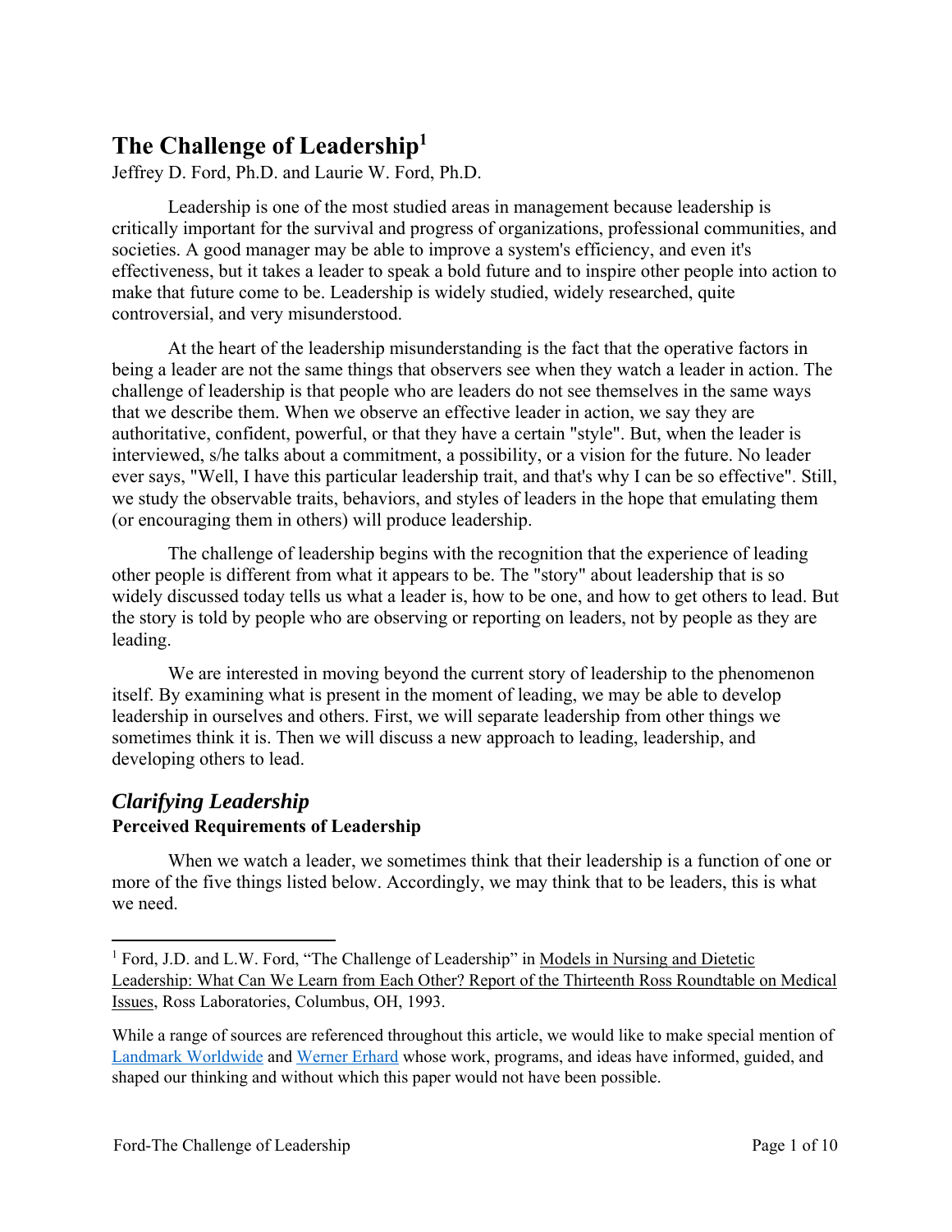# The Challenge of Leadership[1]

Jeffrey D. Ford, Ph.D. and Laurie W. Ford, Ph.D.

Leadership is one of the most studied areas in management because leadership is critically important for the survival and progress of organizations, professional communities, and societies. A good manager may be able to improve a system's efficiency, and even it's effectiveness, but it takes a leader to speak a bold future and to inspire other people into action to make that future come to be. Leadership is widely studied, widely researched, quite controversial, and very misunderstood.

At the heart of the leadership misunderstanding is the fact that the operative factors in being a leader are not the same things that observers see when they watch a leader in action. The challenge of leadership is that people who are leaders do not see themselves in the same ways that we describe them. When we observe an effective leader in action, we say they are authoritative, confident, powerful, or that they have a certain "style". But, when the leader is interviewed, s/he talks about a commitment, a possibility, or a vision for the future. No leader ever says, "Well, I have this particular leadership trait, and that's why I can be so effective". Still, we study the observable traits, behaviors, and styles of leaders in the hope that emulating them (or encouraging them in others) will produce leadership.

The challenge of leadership begins with the recognition that the experience of leading other people is different from what it appears to be. The "story" about leadership that is so widely discussed today tells us what a leader is, how to be one, and how to get others to lead. But the story is told by people who are observing or reporting on leaders, not by people as they are leading.

We are interested in moving beyond the current story of leadership to the phenomenon itself. By examining what is present in the moment of leading, we may be able to develop leadership in ourselves and others. First, we will separate leadership from other things we sometimes think it is. Then we will discuss a new approach to leading, leadership, and developing others to lead.

## *Clarifying Leadership*

### Perceived Requirements of Leadership

When we watch a leader, we sometimes think that their leadership is a function of one or more of the five things listed below. Accordingly, we may think that to be leaders, this is what we need.

---

[1] Ford, J.D. and L.W. Ford, "The Challenge of Leadership" in Models in Nursing and Dietetic Leadership: What Can We Learn from Each Other? Report of the Thirteenth Ross Roundtable on Medical Issues, Ross Laboratories, Columbus, OH, 1993.

While a range of sources are referenced throughout this article, we would like to make special mention of Landmark Worldwide and Werner Erhard whose work, programs, and ideas have informed, guided, and shaped our thinking and without which this paper would not have been possible.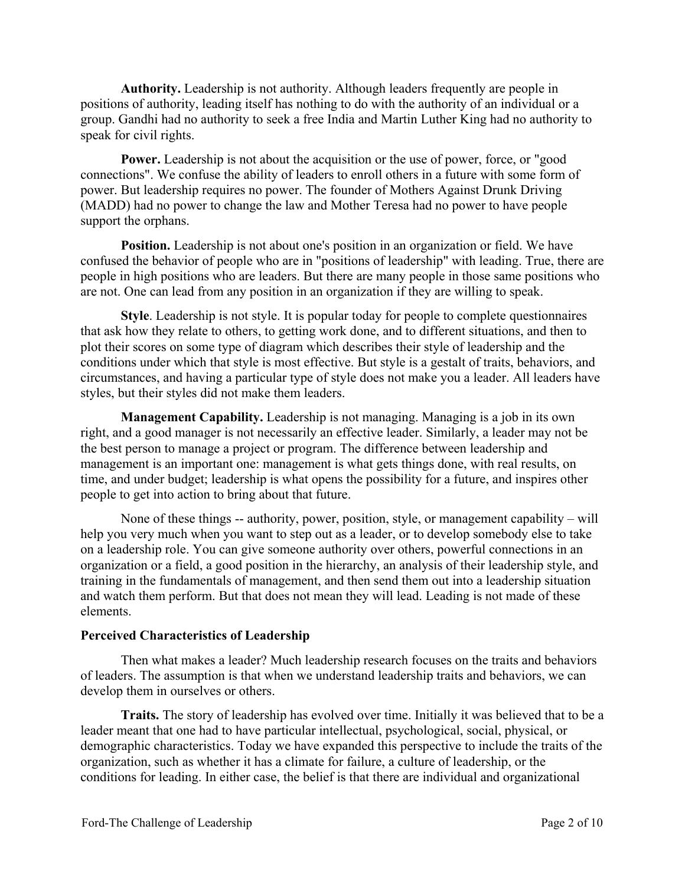**Authority.** Leadership is not authority. Although leaders frequently are people in positions of authority, leading itself has nothing to do with the authority of an individual or a group. Gandhi had no authority to seek a free India and Martin Luther King had no authority to speak for civil rights.

**Power.** Leadership is not about the acquisition or the use of power, force, or "good connections". We confuse the ability of leaders to enroll others in a future with some form of power. But leadership requires no power. The founder of Mothers Against Drunk Driving (MADD) had no power to change the law and Mother Teresa had no power to have people support the orphans.

**Position.** Leadership is not about one's position in an organization or field. We have confused the behavior of people who are in "positions of leadership" with leading. True, there are people in high positions who are leaders. But there are many people in those same positions who are not. One can lead from any position in an organization if they are willing to speak.

**Style**. Leadership is not style. It is popular today for people to complete questionnaires that ask how they relate to others, to getting work done, and to different situations, and then to plot their scores on some type of diagram which describes their style of leadership and the conditions under which that style is most effective. But style is a gestalt of traits, behaviors, and circumstances, and having a particular type of style does not make you a leader. All leaders have styles, but their styles did not make them leaders.

**Management Capability.** Leadership is not managing. Managing is a job in its own right, and a good manager is not necessarily an effective leader. Similarly, a leader may not be the best person to manage a project or program. The difference between leadership and management is an important one: management is what gets things done, with real results, on time, and under budget; leadership is what opens the possibility for a future, and inspires other people to get into action to bring about that future.

None of these things -- authority, power, position, style, or management capability – will help you very much when you want to step out as a leader, or to develop somebody else to take on a leadership role. You can give someone authority over others, powerful connections in an organization or a field, a good position in the hierarchy, an analysis of their leadership style, and training in the fundamentals of management, and then send them out into a leadership situation and watch them perform. But that does not mean they will lead. Leading is not made of these elements.

### Perceived Characteristics of Leadership

Then what makes a leader? Much leadership research focuses on the traits and behaviors of leaders. The assumption is that when we understand leadership traits and behaviors, we can develop them in ourselves or others.

**Traits.** The story of leadership has evolved over time. Initially it was believed that to be a leader meant that one had to have particular intellectual, psychological, social, physical, or demographic characteristics. Today we have expanded this perspective to include the traits of the organization, such as whether it has a climate for failure, a culture of leadership, or the conditions for leading. In either case, the belief is that there are individual and organizational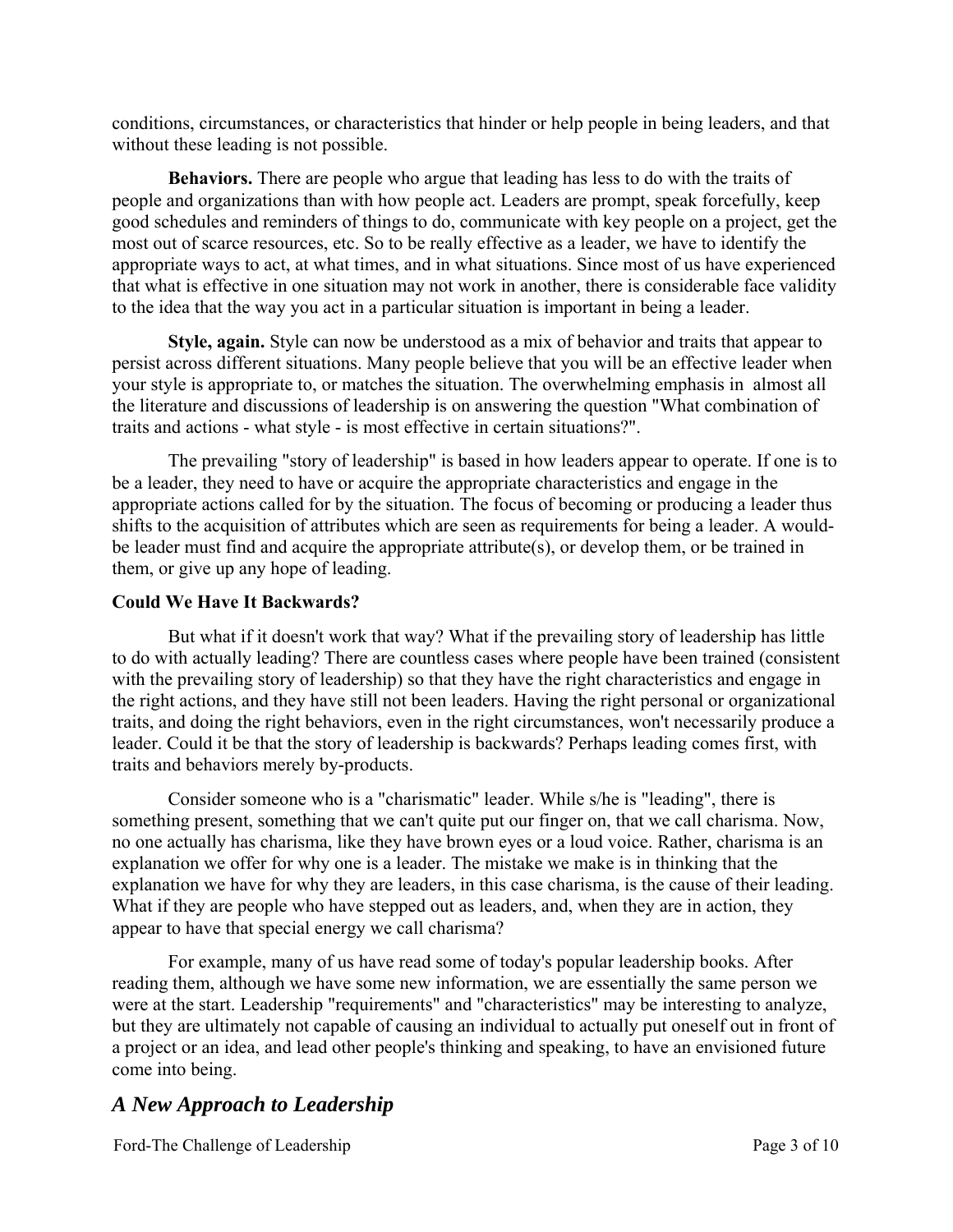conditions, circumstances, or characteristics that hinder or help people in being leaders, and that without these leading is not possible.

**Behaviors.** There are people who argue that leading has less to do with the traits of people and organizations than with how people act. Leaders are prompt, speak forcefully, keep good schedules and reminders of things to do, communicate with key people on a project, get the most out of scarce resources, etc. So to be really effective as a leader, we have to identify the appropriate ways to act, at what times, and in what situations. Since most of us have experienced that what is effective in one situation may not work in another, there is considerable face validity to the idea that the way you act in a particular situation is important in being a leader.

**Style, again.** Style can now be understood as a mix of behavior and traits that appear to persist across different situations. Many people believe that you will be an effective leader when your style is appropriate to, or matches the situation. The overwhelming emphasis in almost all the literature and discussions of leadership is on answering the question "What combination of traits and actions - what style - is most effective in certain situations?".

The prevailing "story of leadership" is based in how leaders appear to operate. If one is to be a leader, they need to have or acquire the appropriate characteristics and engage in the appropriate actions called for by the situation. The focus of becoming or producing a leader thus shifts to the acquisition of attributes which are seen as requirements for being a leader. A would-be leader must find and acquire the appropriate attribute(s), or develop them, or be trained in them, or give up any hope of leading.

**Could We Have It Backwards?**

But what if it doesn't work that way? What if the prevailing story of leadership has little to do with actually leading? There are countless cases where people have been trained (consistent with the prevailing story of leadership) so that they have the right characteristics and engage in the right actions, and they have still not been leaders. Having the right personal or organizational traits, and doing the right behaviors, even in the right circumstances, won't necessarily produce a leader. Could it be that the story of leadership is backwards? Perhaps leading comes first, with traits and behaviors merely by-products.

Consider someone who is a "charismatic" leader. While s/he is "leading", there is something present, something that we can't quite put our finger on, that we call charisma. Now, no one actually has charisma, like they have brown eyes or a loud voice. Rather, charisma is an explanation we offer for why one is a leader. The mistake we make is in thinking that the explanation we have for why they are leaders, in this case charisma, is the cause of their leading. What if they are people who have stepped out as leaders, and, when they are in action, they appear to have that special energy we call charisma?

For example, many of us have read some of today's popular leadership books. After reading them, although we have some new information, we are essentially the same person we were at the start. Leadership "requirements" and "characteristics" may be interesting to analyze, but they are ultimately not capable of causing an individual to actually put oneself out in front of a project or an idea, and lead other people's thinking and speaking, to have an envisioned future come into being.

## *A New Approach to Leadership*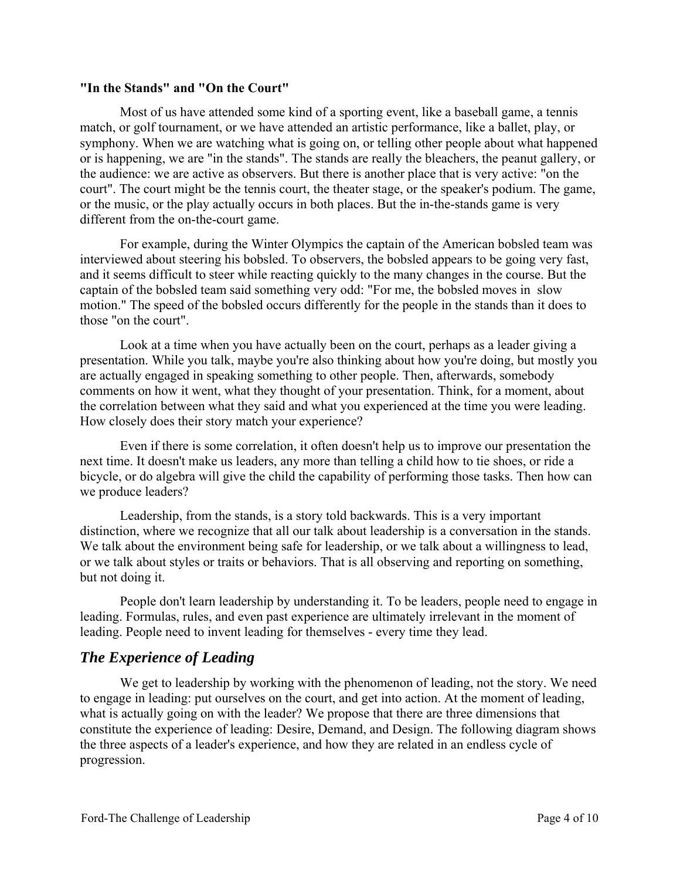**"In the Stands" and "On the Court"**

Most of us have attended some kind of a sporting event, like a baseball game, a tennis match, or golf tournament, or we have attended an artistic performance, like a ballet, play, or symphony. When we are watching what is going on, or telling other people about what happened or is happening, we are "in the stands". The stands are really the bleachers, the peanut gallery, or the audience: we are active as observers. But there is another place that is very active: "on the court". The court might be the tennis court, the theater stage, or the speaker's podium. The game, or the music, or the play actually occurs in both places. But the in-the-stands game is very different from the on-the-court game.

For example, during the Winter Olympics the captain of the American bobsled team was interviewed about steering his bobsled. To observers, the bobsled appears to be going very fast, and it seems difficult to steer while reacting quickly to the many changes in the course. But the captain of the bobsled team said something very odd: "For me, the bobsled moves in slow motion." The speed of the bobsled occurs differently for the people in the stands than it does to those "on the court".

Look at a time when you have actually been on the court, perhaps as a leader giving a presentation. While you talk, maybe you're also thinking about how you're doing, but mostly you are actually engaged in speaking something to other people. Then, afterwards, somebody comments on how it went, what they thought of your presentation. Think, for a moment, about the correlation between what they said and what you experienced at the time you were leading. How closely does their story match your experience?

Even if there is some correlation, it often doesn't help us to improve our presentation the next time. It doesn't make us leaders, any more than telling a child how to tie shoes, or ride a bicycle, or do algebra will give the child the capability of performing those tasks. Then how can we produce leaders?

Leadership, from the stands, is a story told backwards. This is a very important distinction, where we recognize that all our talk about leadership is a conversation in the stands. We talk about the environment being safe for leadership, or we talk about a willingness to lead, or we talk about styles or traits or behaviors. That is all observing and reporting on something, but not doing it.

People don't learn leadership by understanding it. To be leaders, people need to engage in leading. Formulas, rules, and even past experience are ultimately irrelevant in the moment of leading. People need to invent leading for themselves - every time they lead.

## *The Experience of Leading*

We get to leadership by working with the phenomenon of leading, not the story. We need to engage in leading: put ourselves on the court, and get into action. At the moment of leading, what is actually going on with the leader? We propose that there are three dimensions that constitute the experience of leading: Desire, Demand, and Design. The following diagram shows the three aspects of a leader's experience, and how they are related in an endless cycle of progression.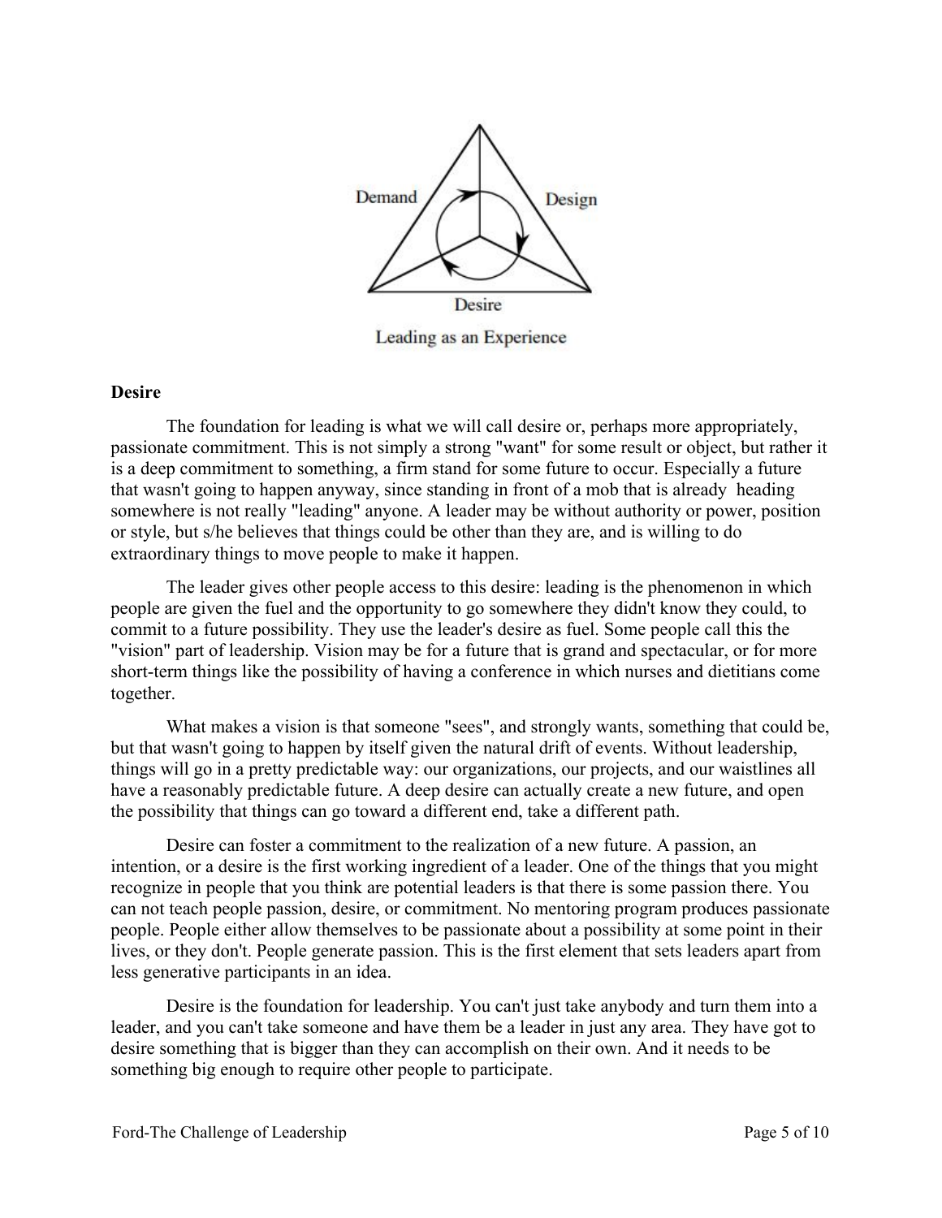Demand

Design

Desire

Leading as an Experience

**Desire**

The foundation for leading is what we will call desire or, perhaps more appropriately, passionate commitment. This is not simply a strong "want" for some result or object, but rather it is a deep commitment to something, a firm stand for some future to occur. Especially a future that wasn't going to happen anyway, since standing in front of a mob that is already heading somewhere is not really "leading" anyone. A leader may be without authority or power, position or style, but s/he believes that things could be other than they are, and is willing to do extraordinary things to move people to make it happen.

The leader gives other people access to this desire: leading is the phenomenon in which people are given the fuel and the opportunity to go somewhere they didn't know they could, to commit to a future possibility. They use the leader's desire as fuel. Some people call this the "vision" part of leadership. Vision may be for a future that is grand and spectacular, or for more short-term things like the possibility of having a conference in which nurses and dietitians come together.

What makes a vision is that someone "sees", and strongly wants, something that could be, but that wasn't going to happen by itself given the natural drift of events. Without leadership, things will go in a pretty predictable way: our organizations, our projects, and our waistlines all have a reasonably predictable future. A deep desire can actually create a new future, and open the possibility that things can go toward a different end, take a different path.

Desire can foster a commitment to the realization of a new future. A passion, an intention, or a desire is the first working ingredient of a leader. One of the things that you might recognize in people that you think are potential leaders is that there is some passion there. You can not teach people passion, desire, or commitment. No mentoring program produces passionate people. People either allow themselves to be passionate about a possibility at some point in their lives, or they don't. People generate passion. This is the first element that sets leaders apart from less generative participants in an idea.

Desire is the foundation for leadership. You can't just take anybody and turn them into a leader, and you can't take someone and have them be a leader in just any area. They have got to desire something that is bigger than they can accomplish on their own. And it needs to be something big enough to require other people to participate.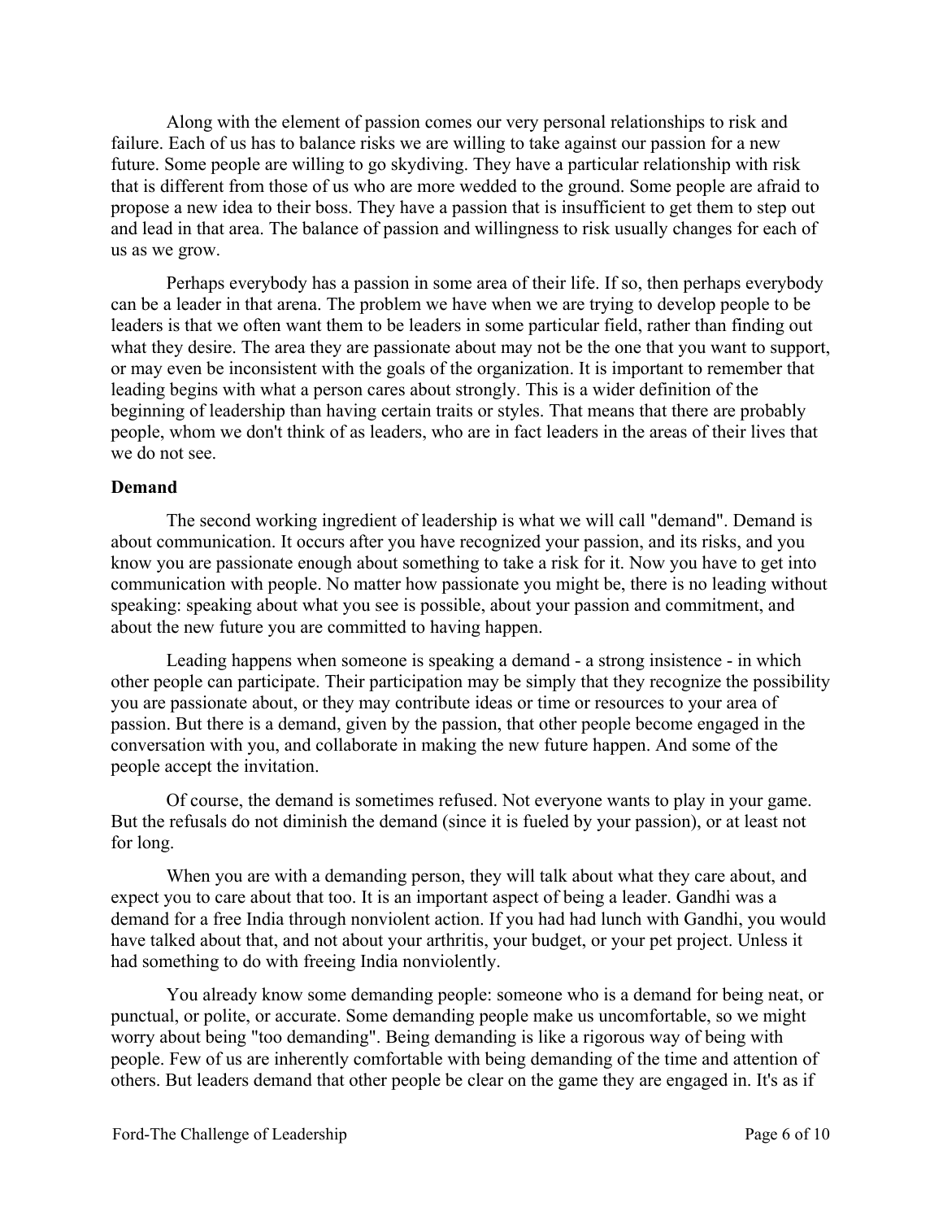Along with the element of passion comes our very personal relationships to risk and failure. Each of us has to balance risks we are willing to take against our passion for a new future. Some people are willing to go skydiving. They have a particular relationship with risk that is different from those of us who are more wedded to the ground. Some people are afraid to propose a new idea to their boss. They have a passion that is insufficient to get them to step out and lead in that area. The balance of passion and willingness to risk usually changes for each of us as we grow.

Perhaps everybody has a passion in some area of their life. If so, then perhaps everybody can be a leader in that arena. The problem we have when we are trying to develop people to be leaders is that we often want them to be leaders in some particular field, rather than finding out what they desire. The area they are passionate about may not be the one that you want to support, or may even be inconsistent with the goals of the organization. It is important to remember that leading begins with what a person cares about strongly. This is a wider definition of the beginning of leadership than having certain traits or styles. That means that there are probably people, whom we don't think of as leaders, who are in fact leaders in the areas of their lives that we do not see.

**Demand**

The second working ingredient of leadership is what we will call "demand". Demand is about communication. It occurs after you have recognized your passion, and its risks, and you know you are passionate enough about something to take a risk for it. Now you have to get into communication with people. No matter how passionate you might be, there is no leading without speaking: speaking about what you see is possible, about your passion and commitment, and about the new future you are committed to having happen.

Leading happens when someone is speaking a demand - a strong insistence - in which other people can participate. Their participation may be simply that they recognize the possibility you are passionate about, or they may contribute ideas or time or resources to your area of passion. But there is a demand, given by the passion, that other people become engaged in the conversation with you, and collaborate in making the new future happen. And some of the people accept the invitation.

Of course, the demand is sometimes refused. Not everyone wants to play in your game. But the refusals do not diminish the demand (since it is fueled by your passion), or at least not for long.

When you are with a demanding person, they will talk about what they care about, and expect you to care about that too. It is an important aspect of being a leader. Gandhi was a demand for a free India through nonviolent action. If you had had lunch with Gandhi, you would have talked about that, and not about your arthritis, your budget, or your pet project. Unless it had something to do with freeing India nonviolently.

You already know some demanding people: someone who is a demand for being neat, or punctual, or polite, or accurate. Some demanding people make us uncomfortable, so we might worry about being "too demanding". Being demanding is like a rigorous way of being with people. Few of us are inherently comfortable with being demanding of the time and attention of others. But leaders demand that other people be clear on the game they are engaged in. It's as if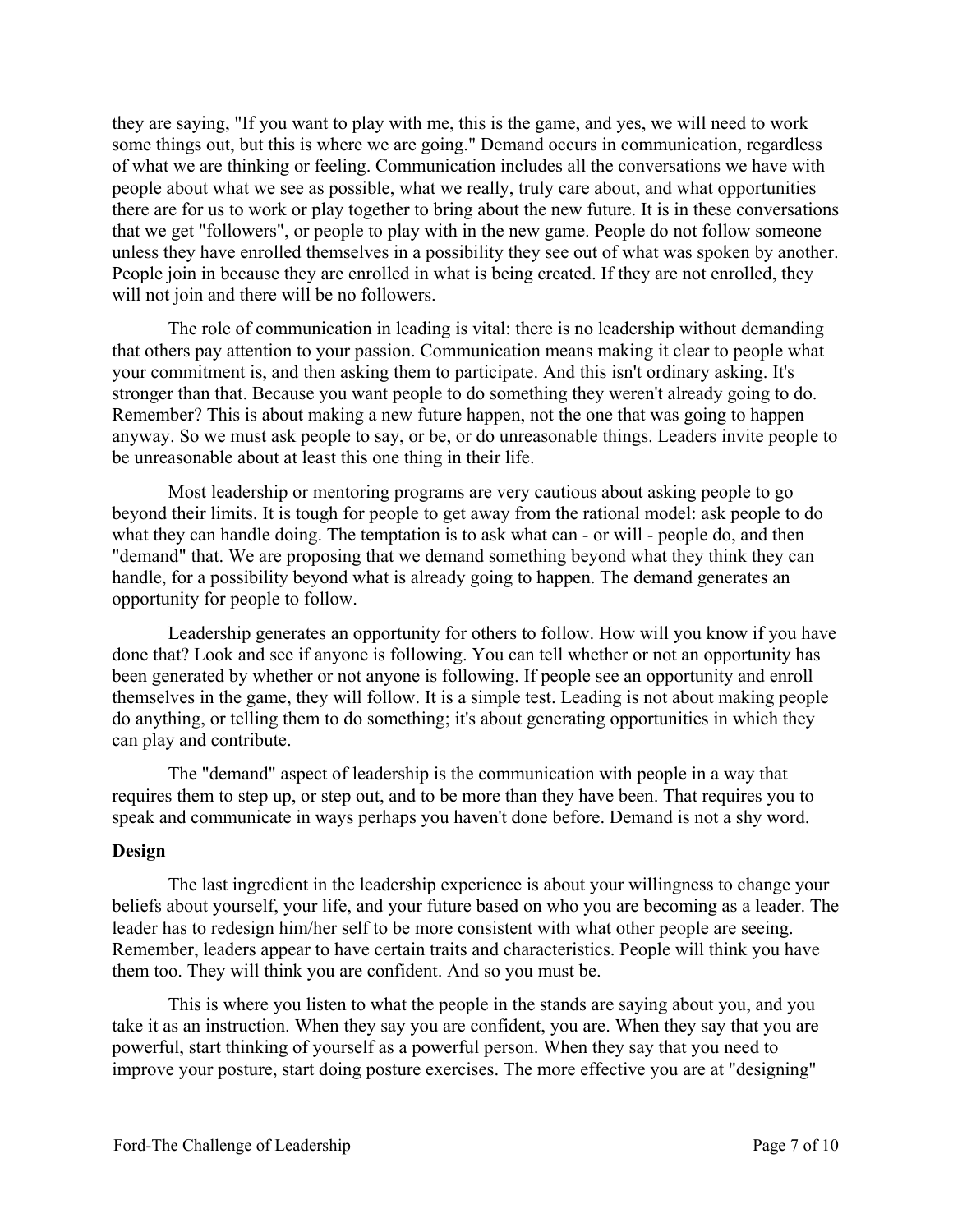they are saying, "If you want to play with me, this is the game, and yes, we will need to work some things out, but this is where we are going." Demand occurs in communication, regardless of what we are thinking or feeling. Communication includes all the conversations we have with people about what we see as possible, what we really, truly care about, and what opportunities there are for us to work or play together to bring about the new future. It is in these conversations that we get "followers", or people to play with in the new game. People do not follow someone unless they have enrolled themselves in a possibility they see out of what was spoken by another. People join in because they are enrolled in what is being created. If they are not enrolled, they will not join and there will be no followers.

The role of communication in leading is vital: there is no leadership without demanding that others pay attention to your passion. Communication means making it clear to people what your commitment is, and then asking them to participate. And this isn't ordinary asking. It's stronger than that. Because you want people to do something they weren't already going to do. Remember? This is about making a new future happen, not the one that was going to happen anyway. So we must ask people to say, or be, or do unreasonable things. Leaders invite people to be unreasonable about at least this one thing in their life.

Most leadership or mentoring programs are very cautious about asking people to go beyond their limits. It is tough for people to get away from the rational model: ask people to do what they can handle doing. The temptation is to ask what can - or will - people do, and then "demand" that. We are proposing that we demand something beyond what they think they can handle, for a possibility beyond what is already going to happen. The demand generates an opportunity for people to follow.

Leadership generates an opportunity for others to follow. How will you know if you have done that? Look and see if anyone is following. You can tell whether or not an opportunity has been generated by whether or not anyone is following. If people see an opportunity and enroll themselves in the game, they will follow. It is a simple test. Leading is not about making people do anything, or telling them to do something; it's about generating opportunities in which they can play and contribute.

The "demand" aspect of leadership is the communication with people in a way that requires them to step up, or step out, and to be more than they have been. That requires you to speak and communicate in ways perhaps you haven't done before. Demand is not a shy word.

**Design**

The last ingredient in the leadership experience is about your willingness to change your beliefs about yourself, your life, and your future based on who you are becoming as a leader. The leader has to redesign him/her self to be more consistent with what other people are seeing. Remember, leaders appear to have certain traits and characteristics. People will think you have them too. They will think you are confident. And so you must be.

This is where you listen to what the people in the stands are saying about you, and you take it as an instruction. When they say you are confident, you are. When they say that you are powerful, start thinking of yourself as a powerful person. When they say that you need to improve your posture, start doing posture exercises. The more effective you are at "designing"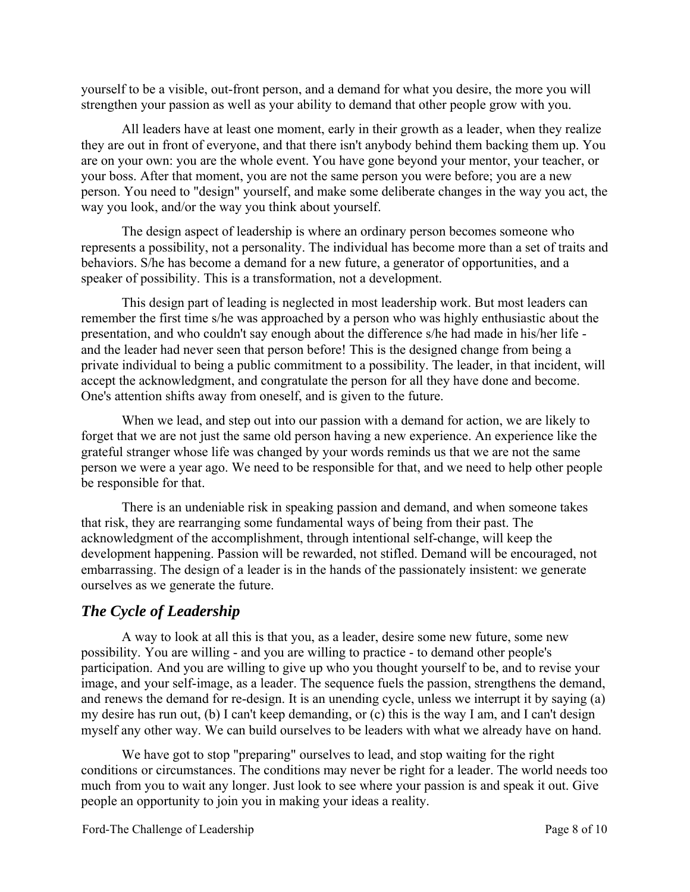yourself to be a visible, out-front person, and a demand for what you desire, the more you will strengthen your passion as well as your ability to demand that other people grow with you.

All leaders have at least one moment, early in their growth as a leader, when they realize they are out in front of everyone, and that there isn't anybody behind them backing them up. You are on your own: you are the whole event. You have gone beyond your mentor, your teacher, or your boss. After that moment, you are not the same person you were before; you are a new person. You need to "design" yourself, and make some deliberate changes in the way you act, the way you look, and/or the way you think about yourself.

The design aspect of leadership is where an ordinary person becomes someone who represents a possibility, not a personality. The individual has become more than a set of traits and behaviors. S/he has become a demand for a new future, a generator of opportunities, and a speaker of possibility. This is a transformation, not a development.

This design part of leading is neglected in most leadership work. But most leaders can remember the first time s/he was approached by a person who was highly enthusiastic about the presentation, and who couldn't say enough about the difference s/he had made in his/her life - and the leader had never seen that person before! This is the designed change from being a private individual to being a public commitment to a possibility. The leader, in that incident, will accept the acknowledgment, and congratulate the person for all they have done and become. One's attention shifts away from oneself, and is given to the future.

When we lead, and step out into our passion with a demand for action, we are likely to forget that we are not just the same old person having a new experience. An experience like the grateful stranger whose life was changed by your words reminds us that we are not the same person we were a year ago. We need to be responsible for that, and we need to help other people be responsible for that.

There is an undeniable risk in speaking passion and demand, and when someone takes that risk, they are rearranging some fundamental ways of being from their past. The acknowledgment of the accomplishment, through intentional self-change, will keep the development happening. Passion will be rewarded, not stifled. Demand will be encouraged, not embarrassing. The design of a leader is in the hands of the passionately insistent: we generate ourselves as we generate the future.

## *The Cycle of Leadership*

A way to look at all this is that you, as a leader, desire some new future, some new possibility. You are willing - and you are willing to practice - to demand other people's participation. And you are willing to give up who you thought yourself to be, and to revise your image, and your self-image, as a leader. The sequence fuels the passion, strengthens the demand, and renews the demand for re-design. It is an unending cycle, unless we interrupt it by saying (a) my desire has run out, (b) I can't keep demanding, or (c) this is the way I am, and I can't design myself any other way. We can build ourselves to be leaders with what we already have on hand.

We have got to stop "preparing" ourselves to lead, and stop waiting for the right conditions or circumstances. The conditions may never be right for a leader. The world needs too much from you to wait any longer. Just look to see where your passion is and speak it out. Give people an opportunity to join you in making your ideas a reality.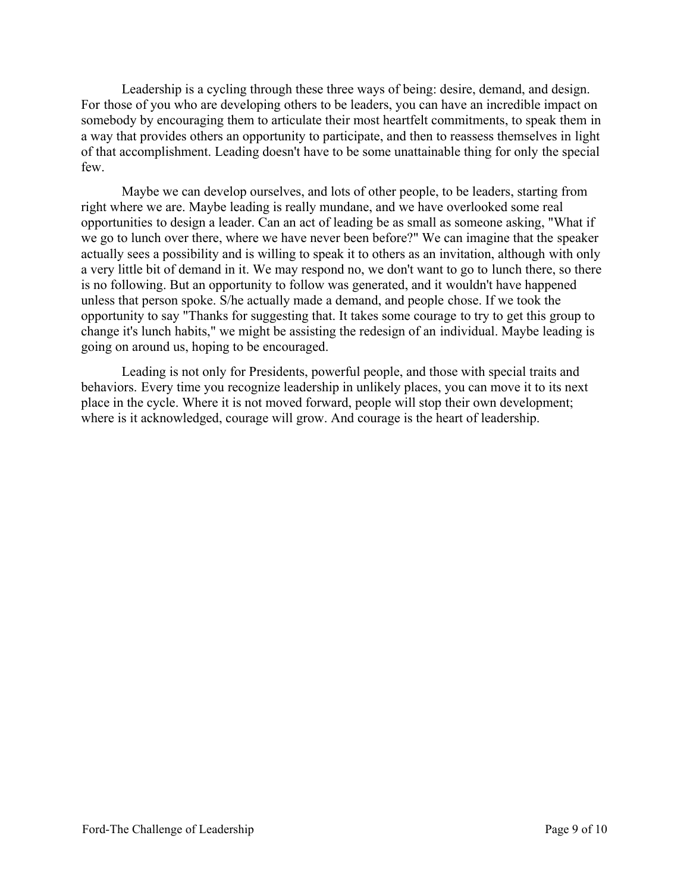Leadership is a cycling through these three ways of being: desire, demand, and design. For those of you who are developing others to be leaders, you can have an incredible impact on somebody by encouraging them to articulate their most heartfelt commitments, to speak them in a way that provides others an opportunity to participate, and then to reassess themselves in light of that accomplishment. Leading doesn't have to be some unattainable thing for only the special few.

Maybe we can develop ourselves, and lots of other people, to be leaders, starting from right where we are. Maybe leading is really mundane, and we have overlooked some real opportunities to design a leader. Can an act of leading be as small as someone asking, "What if we go to lunch over there, where we have never been before?" We can imagine that the speaker actually sees a possibility and is willing to speak it to others as an invitation, although with only a very little bit of demand in it. We may respond no, we don't want to go to lunch there, so there is no following. But an opportunity to follow was generated, and it wouldn't have happened unless that person spoke. S/he actually made a demand, and people chose. If we took the opportunity to say "Thanks for suggesting that. It takes some courage to try to get this group to change it's lunch habits," we might be assisting the redesign of an individual. Maybe leading is going on around us, hoping to be encouraged.

Leading is not only for Presidents, powerful people, and those with special traits and behaviors. Every time you recognize leadership in unlikely places, you can move it to its next place in the cycle. Where it is not moved forward, people will stop their own development; where is it acknowledged, courage will grow. And courage is the heart of leadership.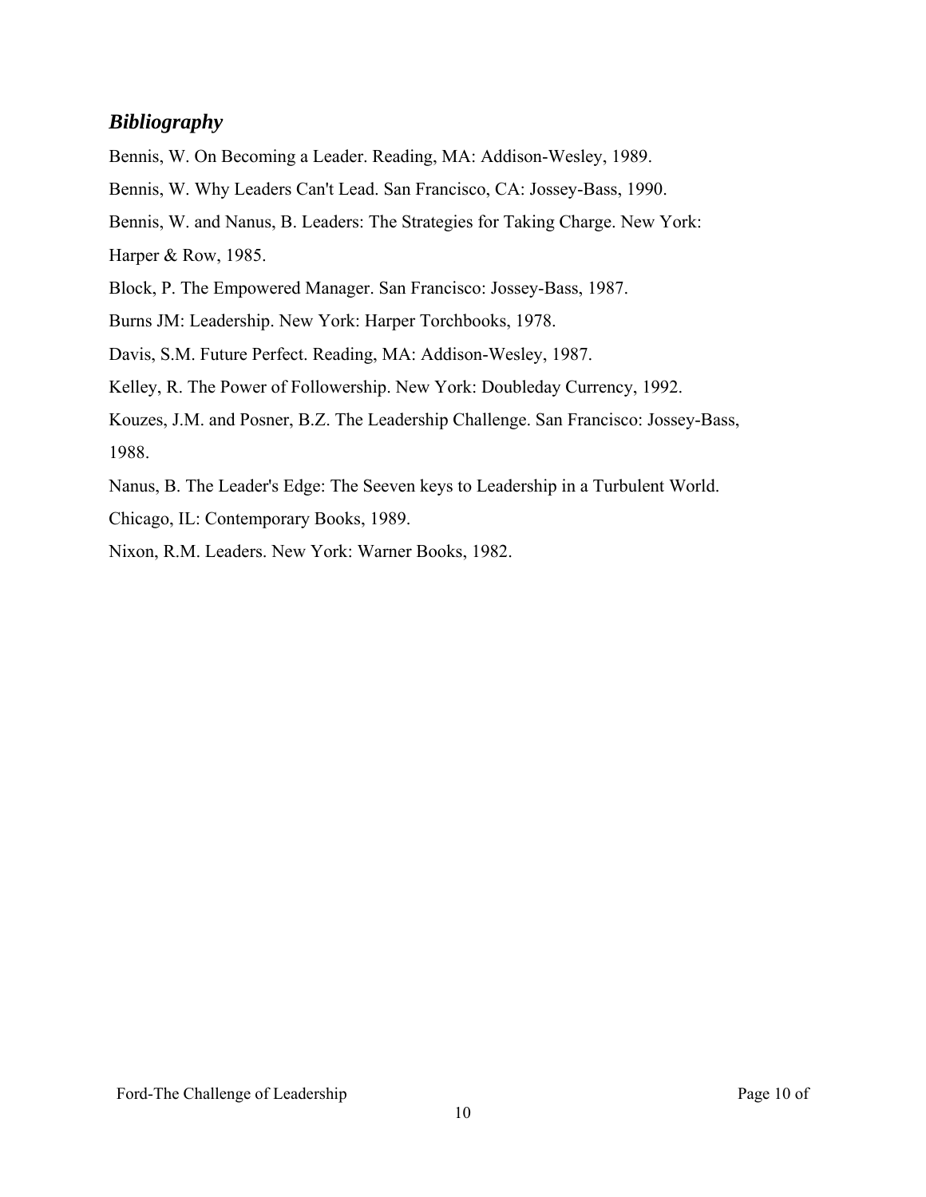### *Bibliography*

Bennis, W. On Becoming a Leader. Reading, MA: Addison-Wesley, 1989.

Bennis, W. Why Leaders Can't Lead. San Francisco, CA: Jossey-Bass, 1990.

Bennis, W. and Nanus, B. Leaders: The Strategies for Taking Charge. New York: Harper & Row, 1985.

Block, P. The Empowered Manager. San Francisco: Jossey-Bass, 1987.

Burns JM: Leadership. New York: Harper Torchbooks, 1978.

Davis, S.M. Future Perfect. Reading, MA: Addison-Wesley, 1987.

Kelley, R. The Power of Followership. New York: Doubleday Currency, 1992.

Kouzes, J.M. and Posner, B.Z. The Leadership Challenge. San Francisco: Jossey-Bass, 1988.

Nanus, B. The Leader's Edge: The Seeven keys to Leadership in a Turbulent World. Chicago, IL: Contemporary Books, 1989.

Nixon, R.M. Leaders. New York: Warner Books, 1982.